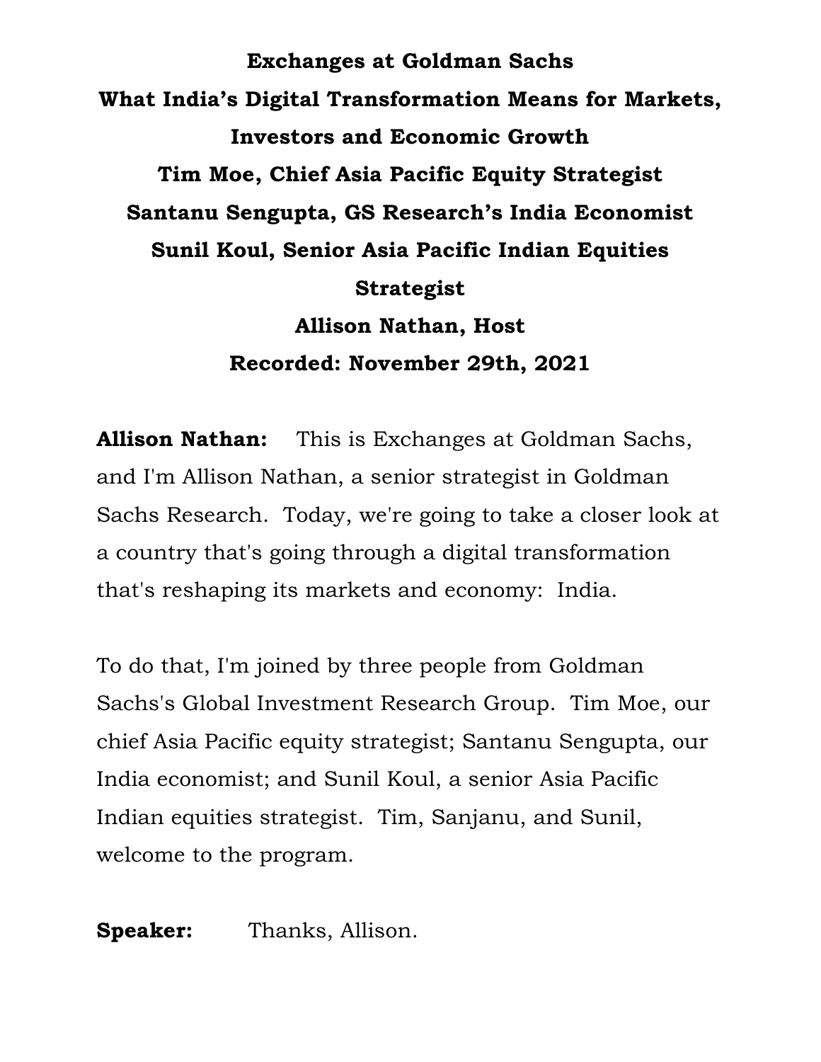# Exchanges at Goldman Sachs

## What India's Digital Transformation Means for Markets, Investors and Economic Growth

**Tim Moe, Chief Asia Pacific Equity Strategist**

**Santanu Sengupta, GS Research's India Economist**

**Sunil Koul, Senior Asia Pacific Indian Equities Strategist**

**Allison Nathan, Host**

**Recorded: November 29th, 2021**

**Allison Nathan:** This is Exchanges at Goldman Sachs, and I'm Allison Nathan, a senior strategist in Goldman Sachs Research. Today, we're going to take a closer look at a country that's going through a digital transformation that's reshaping its markets and economy: India.

To do that, I'm joined by three people from Goldman Sachs's Global Investment Research Group. Tim Moe, our chief Asia Pacific equity strategist; Santanu Sengupta, our India economist; and Sunil Koul, a senior Asia Pacific Indian equities strategist. Tim, Sanjanu, and Sunil, welcome to the program.

**Speaker:** Thanks, Allison.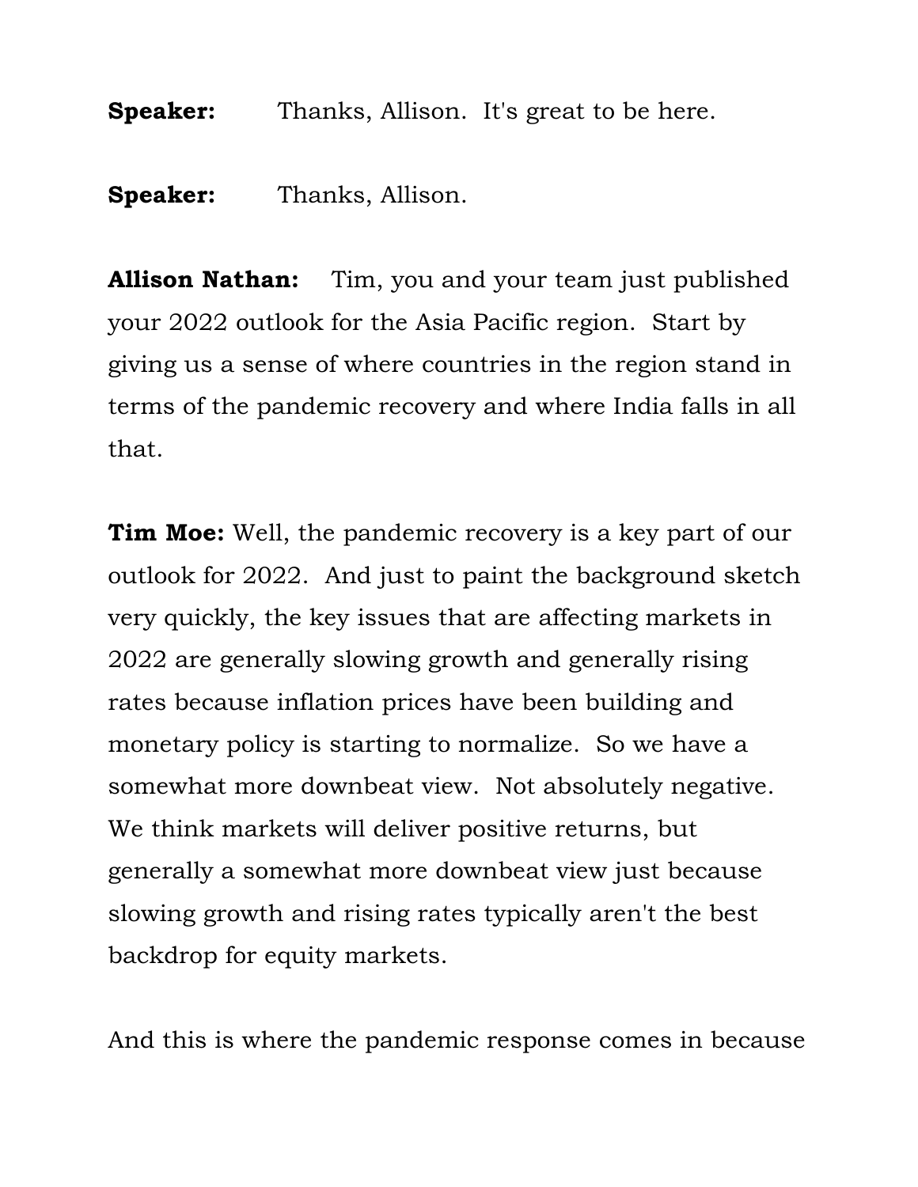**Speaker:** Thanks, Allison. It's great to be here.

**Speaker:** Thanks, Allison.

**Allison Nathan:** Tim, you and your team just published your 2022 outlook for the Asia Pacific region. Start by giving us a sense of where countries in the region stand in terms of the pandemic recovery and where India falls in all that.

**Tim Moe:** Well, the pandemic recovery is a key part of our outlook for 2022. And just to paint the background sketch very quickly, the key issues that are affecting markets in 2022 are generally slowing growth and generally rising rates because inflation prices have been building and monetary policy is starting to normalize. So we have a somewhat more downbeat view. Not absolutely negative. We think markets will deliver positive returns, but generally a somewhat more downbeat view just because slowing growth and rising rates typically aren't the best backdrop for equity markets.

And this is where the pandemic response comes in because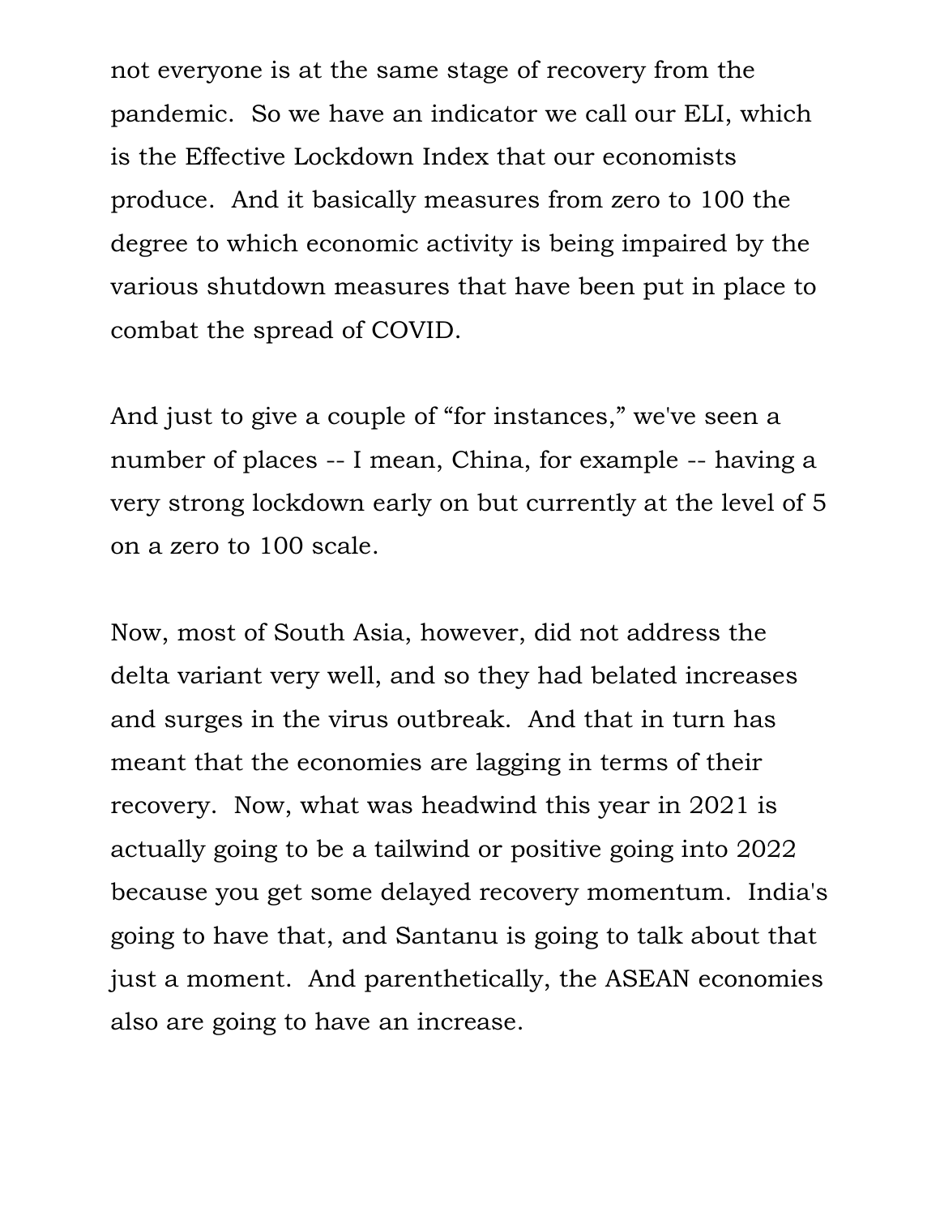not everyone is at the same stage of recovery from the pandemic. So we have an indicator we call our ELI, which is the Effective Lockdown Index that our economists produce. And it basically measures from zero to 100 the degree to which economic activity is being impaired by the various shutdown measures that have been put in place to combat the spread of COVID.

And just to give a couple of "for instances," we've seen a number of places -- I mean, China, for example -- having a very strong lockdown early on but currently at the level of 5 on a zero to 100 scale.

Now, most of South Asia, however, did not address the delta variant very well, and so they had belated increases and surges in the virus outbreak. And that in turn has meant that the economies are lagging in terms of their recovery. Now, what was headwind this year in 2021 is actually going to be a tailwind or positive going into 2022 because you get some delayed recovery momentum. India's going to have that, and Santanu is going to talk about that just a moment. And parenthetically, the ASEAN economies also are going to have an increase.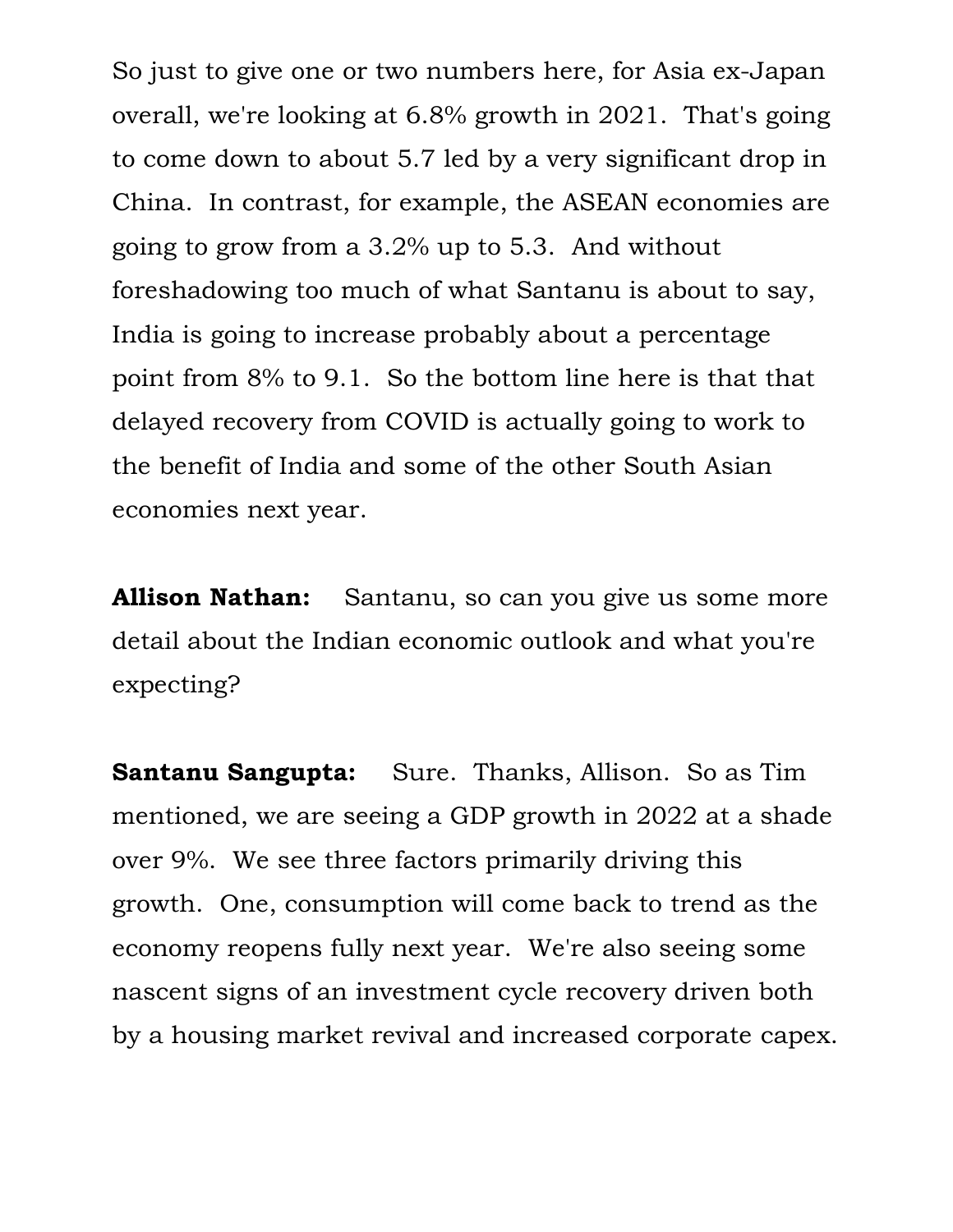So just to give one or two numbers here, for Asia ex-Japan overall, we're looking at 6.8% growth in 2021. That's going to come down to about 5.7 led by a very significant drop in China. In contrast, for example, the ASEAN economies are going to grow from a 3.2% up to 5.3. And without foreshadowing too much of what Santanu is about to say, India is going to increase probably about a percentage point from 8% to 9.1. So the bottom line here is that that delayed recovery from COVID is actually going to work to the benefit of India and some of the other South Asian economies next year.

**Allison Nathan:** Santanu, so can you give us some more detail about the Indian economic outlook and what you're expecting?

**Santanu Sangupta:** Sure. Thanks, Allison. So as Tim mentioned, we are seeing a GDP growth in 2022 at a shade over 9%. We see three factors primarily driving this growth. One, consumption will come back to trend as the economy reopens fully next year. We're also seeing some nascent signs of an investment cycle recovery driven both by a housing market revival and increased corporate capex.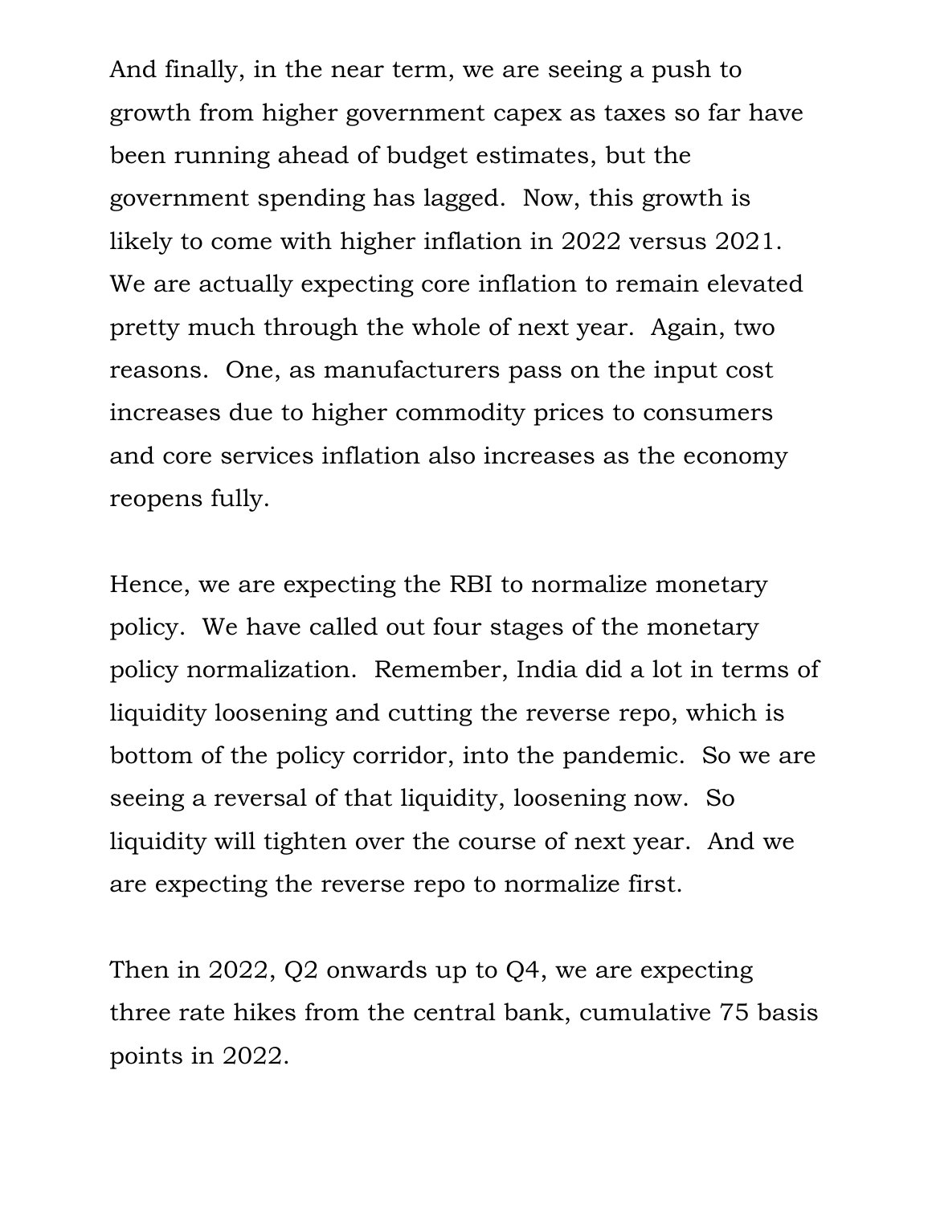And finally, in the near term, we are seeing a push to growth from higher government capex as taxes so far have been running ahead of budget estimates, but the government spending has lagged.  Now, this growth is likely to come with higher inflation in 2022 versus 2021.  We are actually expecting core inflation to remain elevated pretty much through the whole of next year.  Again, two reasons.  One, as manufacturers pass on the input cost increases due to higher commodity prices to consumers and core services inflation also increases as the economy reopens fully.

Hence, we are expecting the RBI to normalize monetary policy.  We have called out four stages of the monetary policy normalization.  Remember, India did a lot in terms of liquidity loosening and cutting the reverse repo, which is bottom of the policy corridor, into the pandemic.  So we are seeing a reversal of that liquidity, loosening now.  So liquidity will tighten over the course of next year.  And we are expecting the reverse repo to normalize first.

Then in 2022, Q2 onwards up to Q4, we are expecting three rate hikes from the central bank, cumulative 75 basis points in 2022.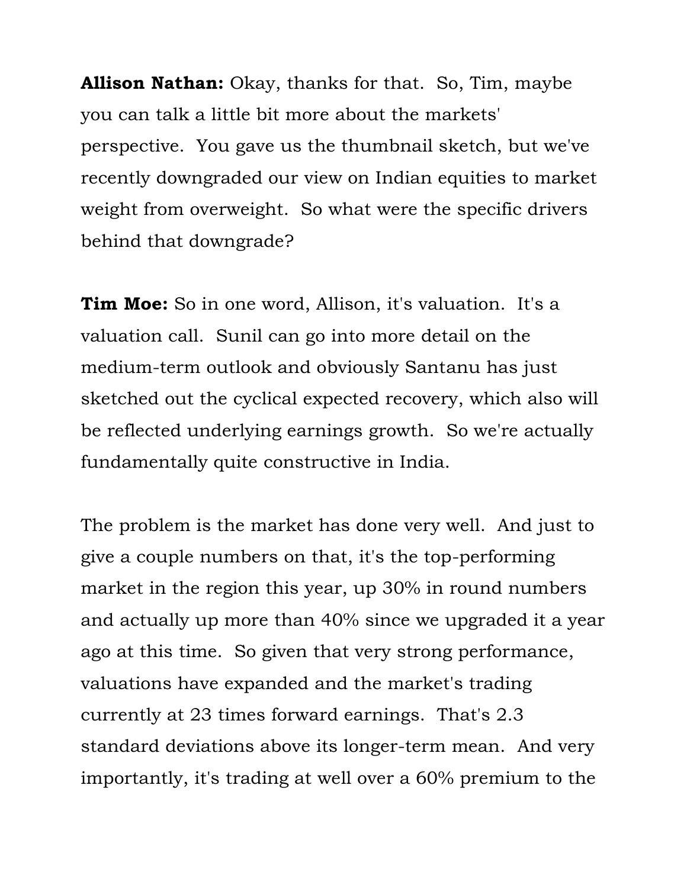**Allison Nathan:** Okay, thanks for that. So, Tim, maybe you can talk a little bit more about the markets' perspective. You gave us the thumbnail sketch, but we've recently downgraded our view on Indian equities to market weight from overweight. So what were the specific drivers behind that downgrade?

**Tim Moe:** So in one word, Allison, it's valuation. It's a valuation call. Sunil can go into more detail on the medium-term outlook and obviously Santanu has just sketched out the cyclical expected recovery, which also will be reflected underlying earnings growth. So we're actually fundamentally quite constructive in India.

The problem is the market has done very well. And just to give a couple numbers on that, it's the top-performing market in the region this year, up 30% in round numbers and actually up more than 40% since we upgraded it a year ago at this time. So given that very strong performance, valuations have expanded and the market's trading currently at 23 times forward earnings. That's 2.3 standard deviations above its longer-term mean. And very importantly, it's trading at well over a 60% premium to the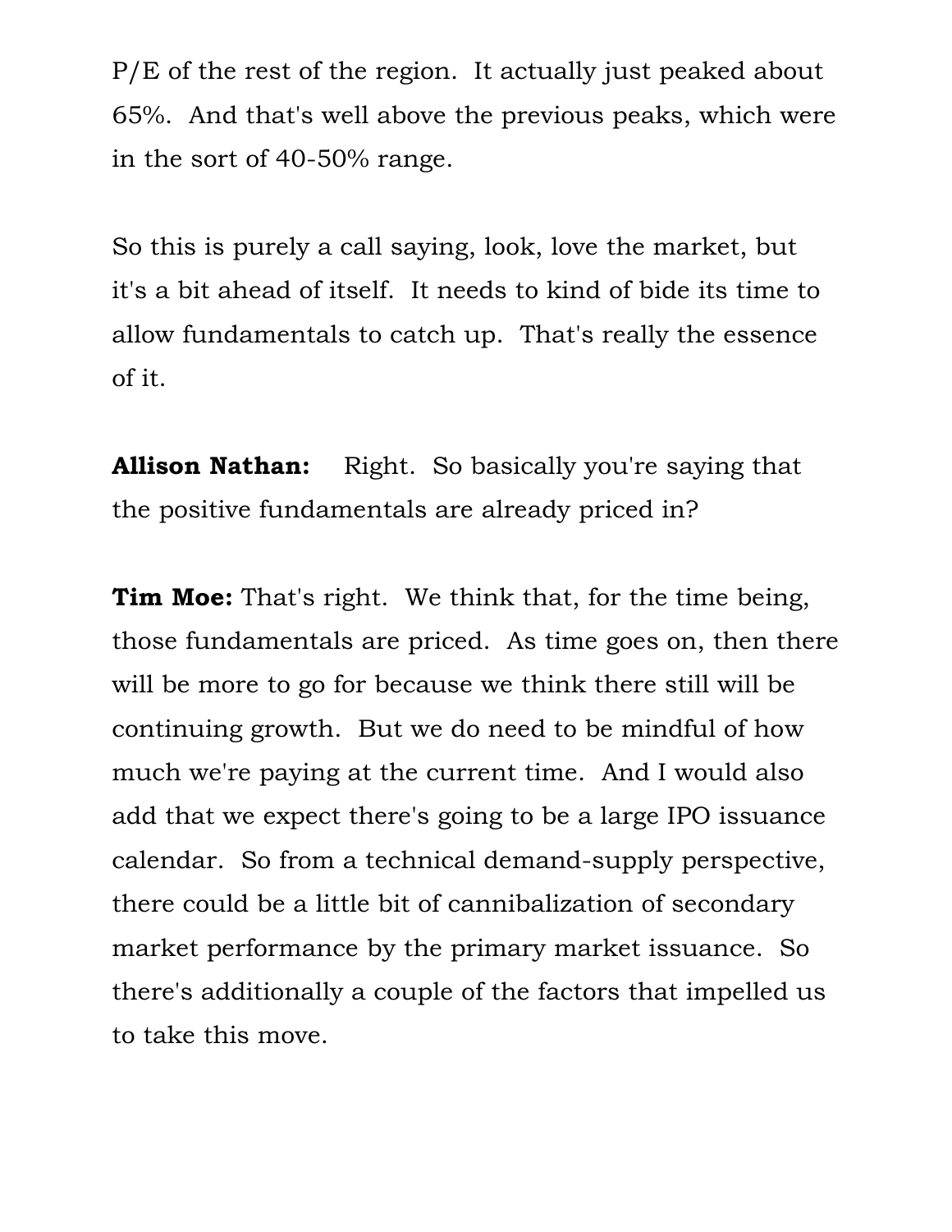P/E of the rest of the region. It actually just peaked about 65%. And that's well above the previous peaks, which were in the sort of 40-50% range.

So this is purely a call saying, look, love the market, but it's a bit ahead of itself. It needs to kind of bide its time to allow fundamentals to catch up. That's really the essence of it.

**Allison Nathan:** Right. So basically you're saying that the positive fundamentals are already priced in?

**Tim Moe:** That's right. We think that, for the time being, those fundamentals are priced. As time goes on, then there will be more to go for because we think there still will be continuing growth. But we do need to be mindful of how much we're paying at the current time. And I would also add that we expect there's going to be a large IPO issuance calendar. So from a technical demand-supply perspective, there could be a little bit of cannibalization of secondary market performance by the primary market issuance. So there's additionally a couple of the factors that impelled us to take this move.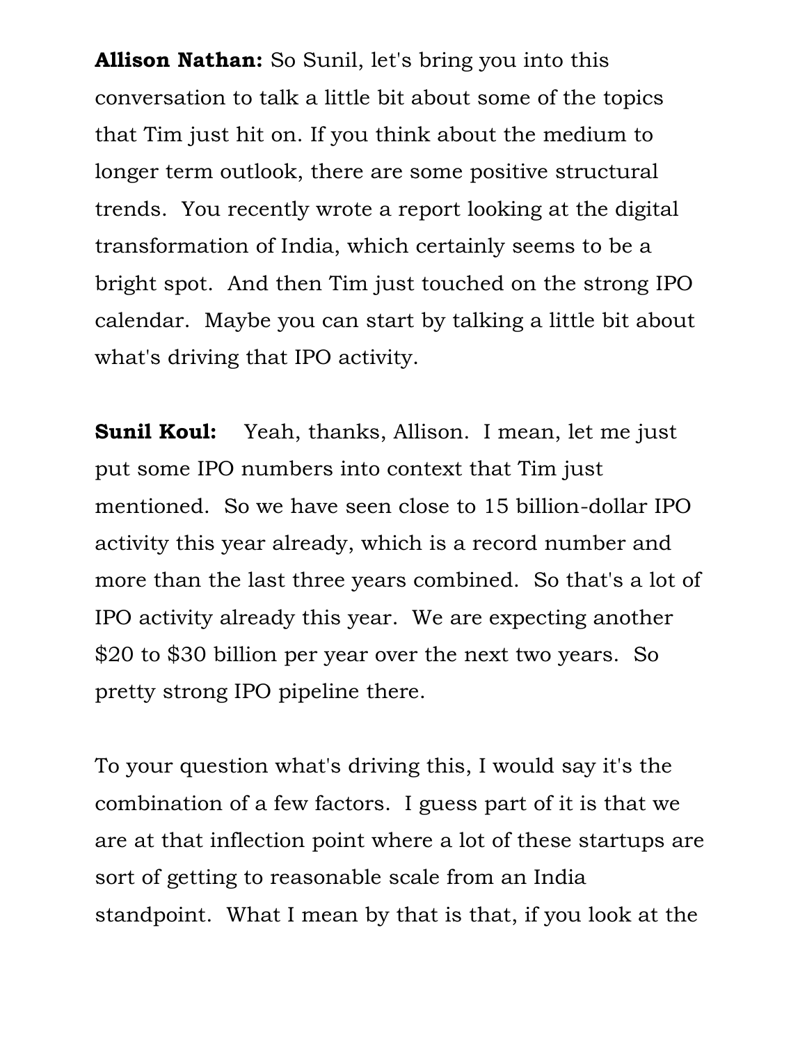**Allison Nathan:** So Sunil, let's bring you into this conversation to talk a little bit about some of the topics that Tim just hit on. If you think about the medium to longer term outlook, there are some positive structural trends. You recently wrote a report looking at the digital transformation of India, which certainly seems to be a bright spot. And then Tim just touched on the strong IPO calendar. Maybe you can start by talking a little bit about what's driving that IPO activity.

**Sunil Koul:** Yeah, thanks, Allison. I mean, let me just put some IPO numbers into context that Tim just mentioned. So we have seen close to 15 billion-dollar IPO activity this year already, which is a record number and more than the last three years combined. So that's a lot of IPO activity already this year. We are expecting another $20 to $30 billion per year over the next two years. So pretty strong IPO pipeline there.

To your question what's driving this, I would say it's the combination of a few factors. I guess part of it is that we are at that inflection point where a lot of these startups are sort of getting to reasonable scale from an India standpoint. What I mean by that is that, if you look at the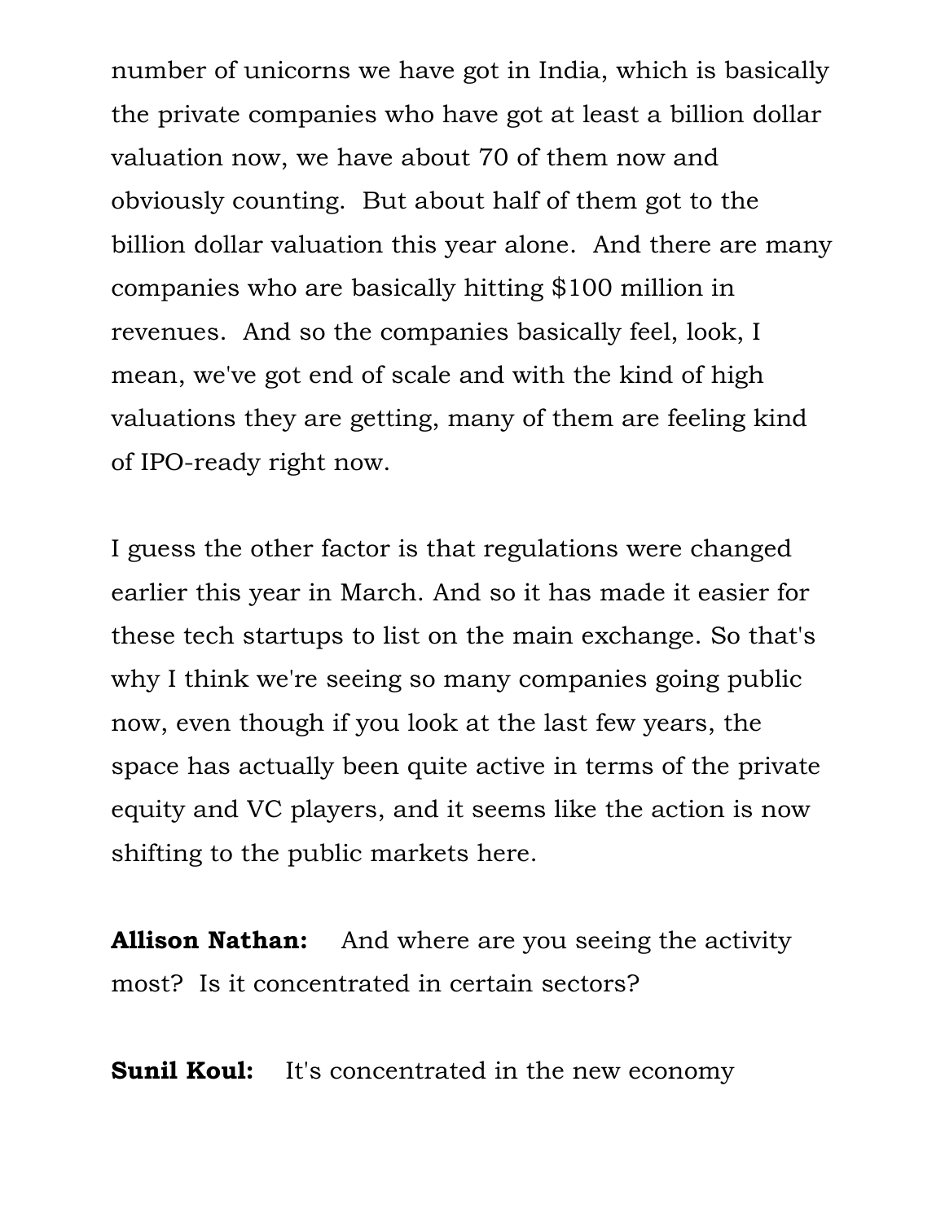number of unicorns we have got in India, which is basically the private companies who have got at least a billion dollar valuation now, we have about 70 of them now and obviously counting. But about half of them got to the billion dollar valuation this year alone. And there are many companies who are basically hitting $100 million in revenues. And so the companies basically feel, look, I mean, we've got end of scale and with the kind of high valuations they are getting, many of them are feeling kind of IPO-ready right now.

I guess the other factor is that regulations were changed earlier this year in March. And so it has made it easier for these tech startups to list on the main exchange. So that's why I think we're seeing so many companies going public now, even though if you look at the last few years, the space has actually been quite active in terms of the private equity and VC players, and it seems like the action is now shifting to the public markets here.

**Allison Nathan:** And where are you seeing the activity most? Is it concentrated in certain sectors?

**Sunil Koul:** It's concentrated in the new economy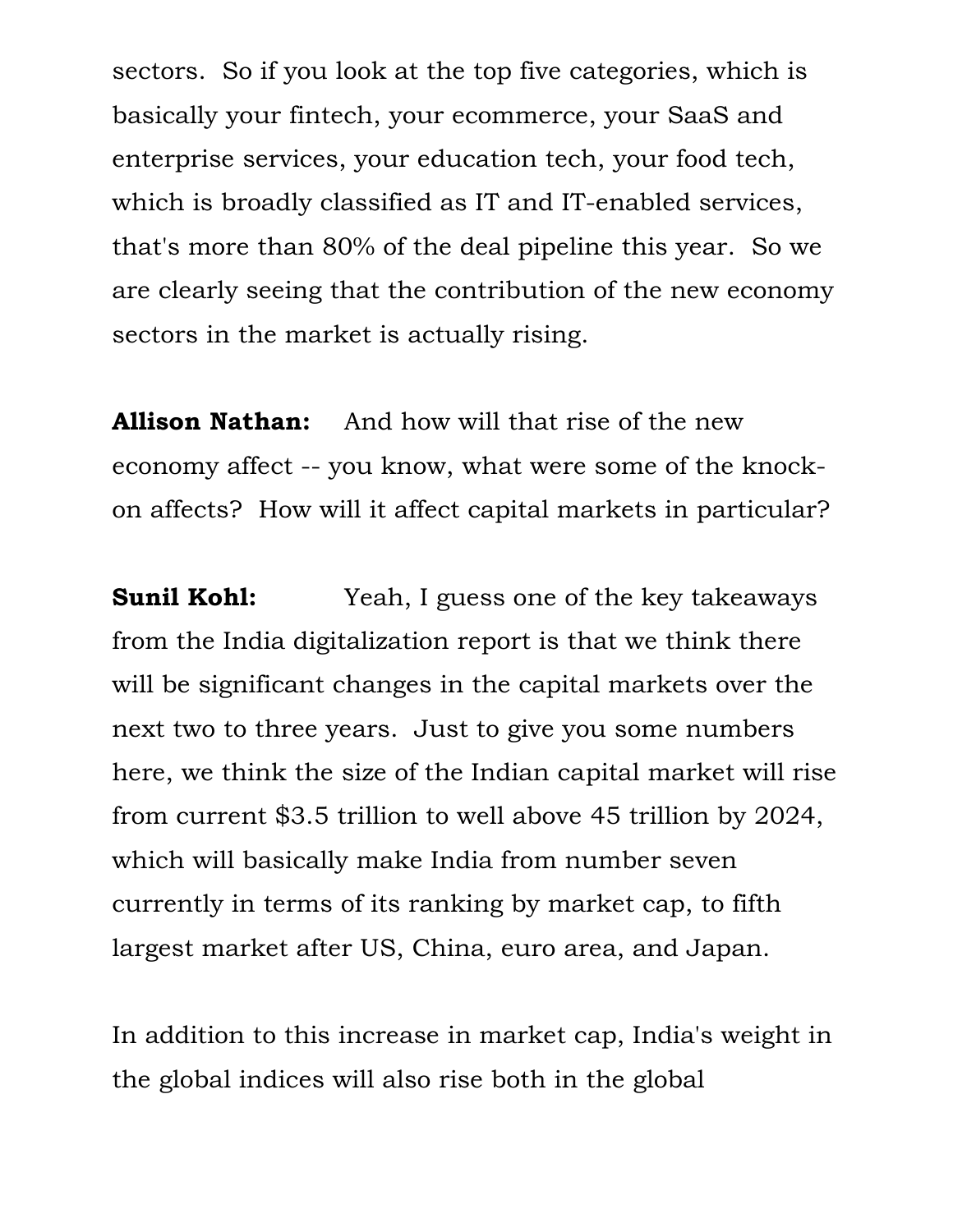sectors. So if you look at the top five categories, which is basically your fintech, your ecommerce, your SaaS and enterprise services, your education tech, your food tech, which is broadly classified as IT and IT-enabled services, that's more than 80% of the deal pipeline this year. So we are clearly seeing that the contribution of the new economy sectors in the market is actually rising.

**Allison Nathan:** And how will that rise of the new economy affect -- you know, what were some of the knock-on affects? How will it affect capital markets in particular?

**Sunil Kohl:** Yeah, I guess one of the key takeaways from the India digitalization report is that we think there will be significant changes in the capital markets over the next two to three years. Just to give you some numbers here, we think the size of the Indian capital market will rise from current $3.5 trillion to well above 45 trillion by 2024, which will basically make India from number seven currently in terms of its ranking by market cap, to fifth largest market after US, China, euro area, and Japan.

In addition to this increase in market cap, India's weight in the global indices will also rise both in the global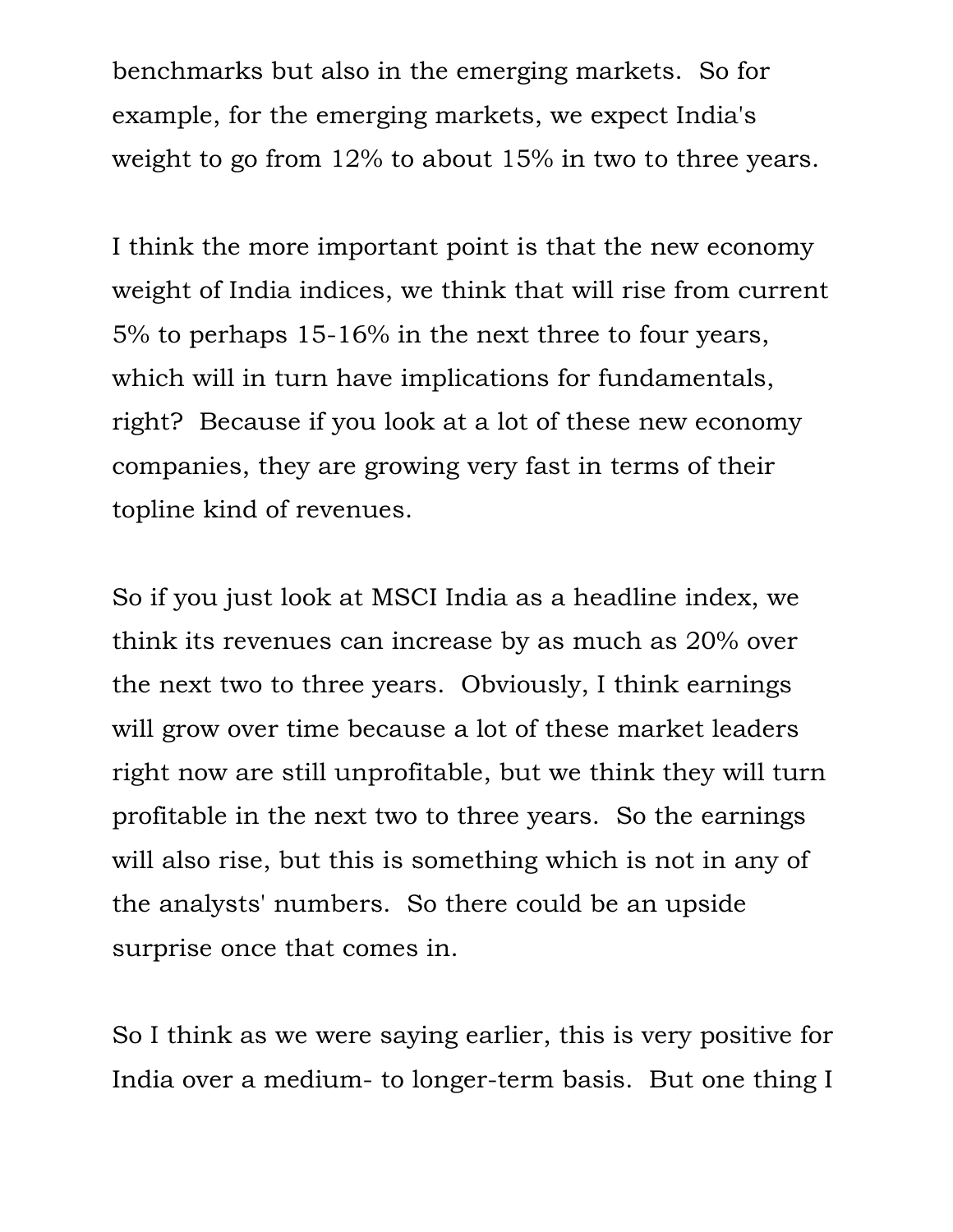benchmarks but also in the emerging markets. So for example, for the emerging markets, we expect India's weight to go from 12% to about 15% in two to three years.

I think the more important point is that the new economy weight of India indices, we think that will rise from current 5% to perhaps 15-16% in the next three to four years, which will in turn have implications for fundamentals, right? Because if you look at a lot of these new economy companies, they are growing very fast in terms of their topline kind of revenues.

So if you just look at MSCI India as a headline index, we think its revenues can increase by as much as 20% over the next two to three years. Obviously, I think earnings will grow over time because a lot of these market leaders right now are still unprofitable, but we think they will turn profitable in the next two to three years. So the earnings will also rise, but this is something which is not in any of the analysts' numbers. So there could be an upside surprise once that comes in.

So I think as we were saying earlier, this is very positive for India over a medium- to longer-term basis. But one thing I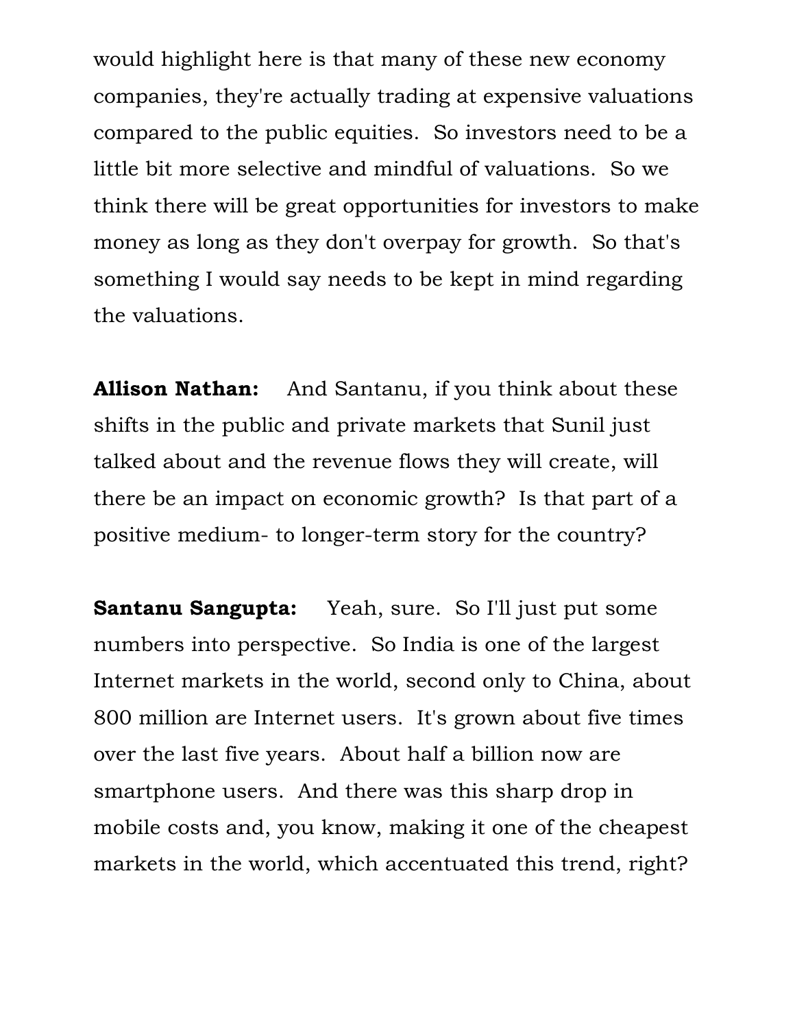would highlight here is that many of these new economy companies, they're actually trading at expensive valuations compared to the public equities. So investors need to be a little bit more selective and mindful of valuations. So we think there will be great opportunities for investors to make money as long as they don't overpay for growth. So that's something I would say needs to be kept in mind regarding the valuations.

**Allison Nathan:** And Santanu, if you think about these shifts in the public and private markets that Sunil just talked about and the revenue flows they will create, will there be an impact on economic growth? Is that part of a positive medium- to longer-term story for the country?

**Santanu Sangupta:** Yeah, sure. So I'll just put some numbers into perspective. So India is one of the largest Internet markets in the world, second only to China, about 800 million are Internet users. It's grown about five times over the last five years. About half a billion now are smartphone users. And there was this sharp drop in mobile costs and, you know, making it one of the cheapest markets in the world, which accentuated this trend, right?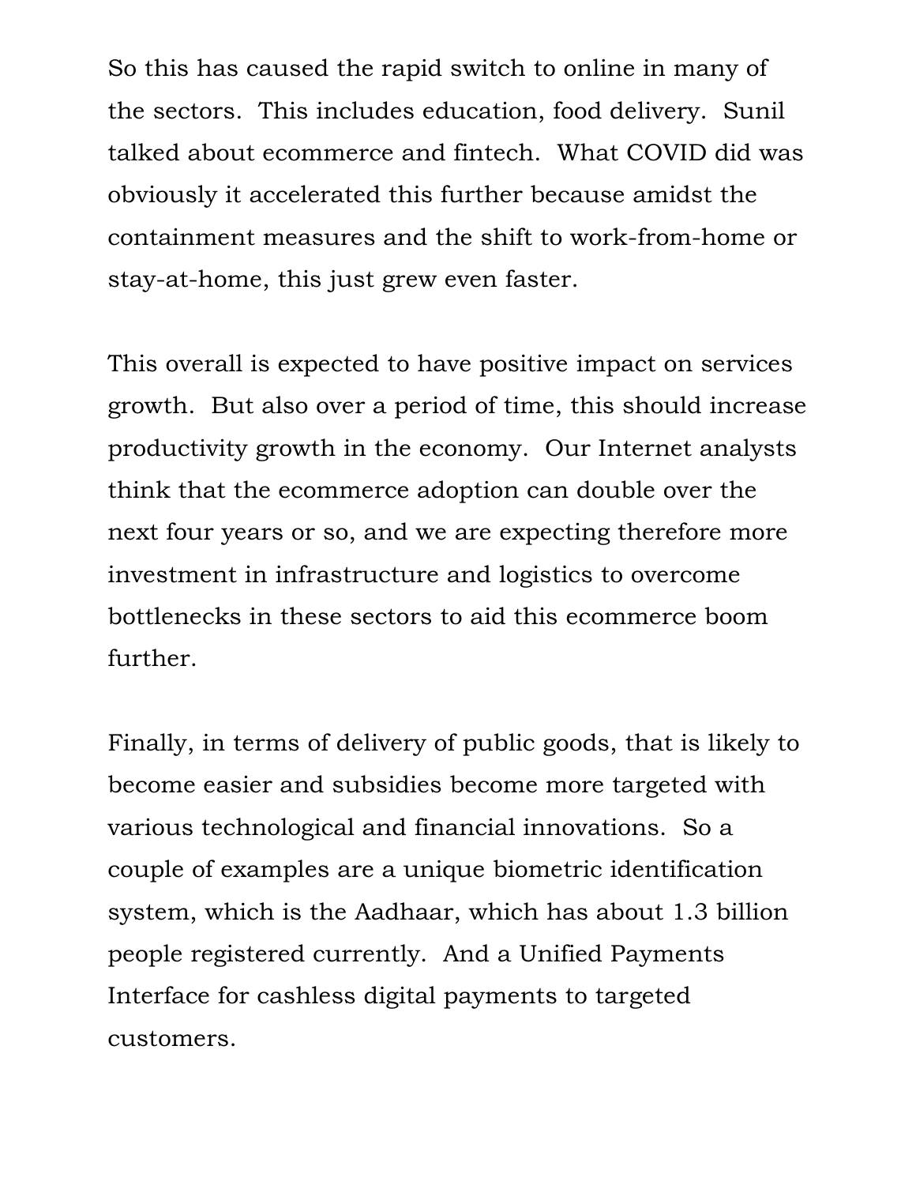So this has caused the rapid switch to online in many of the sectors. This includes education, food delivery. Sunil talked about ecommerce and fintech. What COVID did was obviously it accelerated this further because amidst the containment measures and the shift to work-from-home or stay-at-home, this just grew even faster.

This overall is expected to have positive impact on services growth. But also over a period of time, this should increase productivity growth in the economy. Our Internet analysts think that the ecommerce adoption can double over the next four years or so, and we are expecting therefore more investment in infrastructure and logistics to overcome bottlenecks in these sectors to aid this ecommerce boom further.

Finally, in terms of delivery of public goods, that is likely to become easier and subsidies become more targeted with various technological and financial innovations. So a couple of examples are a unique biometric identification system, which is the Aadhaar, which has about 1.3 billion people registered currently. And a Unified Payments Interface for cashless digital payments to targeted customers.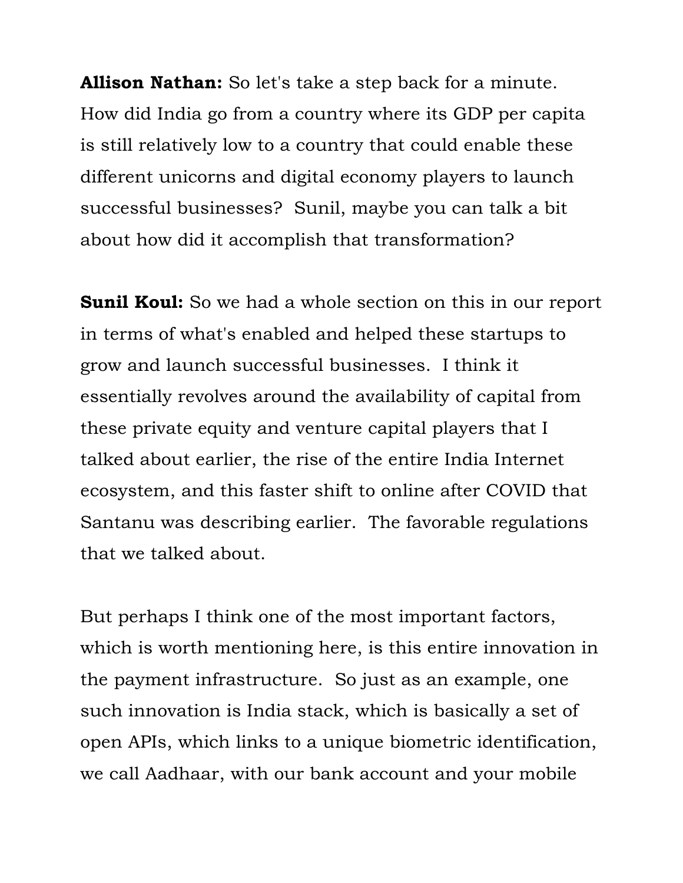**Allison Nathan:** So let's take a step back for a minute. How did India go from a country where its GDP per capita is still relatively low to a country that could enable these different unicorns and digital economy players to launch successful businesses? Sunil, maybe you can talk a bit about how did it accomplish that transformation?

**Sunil Koul:** So we had a whole section on this in our report in terms of what's enabled and helped these startups to grow and launch successful businesses. I think it essentially revolves around the availability of capital from these private equity and venture capital players that I talked about earlier, the rise of the entire India Internet ecosystem, and this faster shift to online after COVID that Santanu was describing earlier. The favorable regulations that we talked about.

But perhaps I think one of the most important factors, which is worth mentioning here, is this entire innovation in the payment infrastructure. So just as an example, one such innovation is India stack, which is basically a set of open APIs, which links to a unique biometric identification, we call Aadhaar, with our bank account and your mobile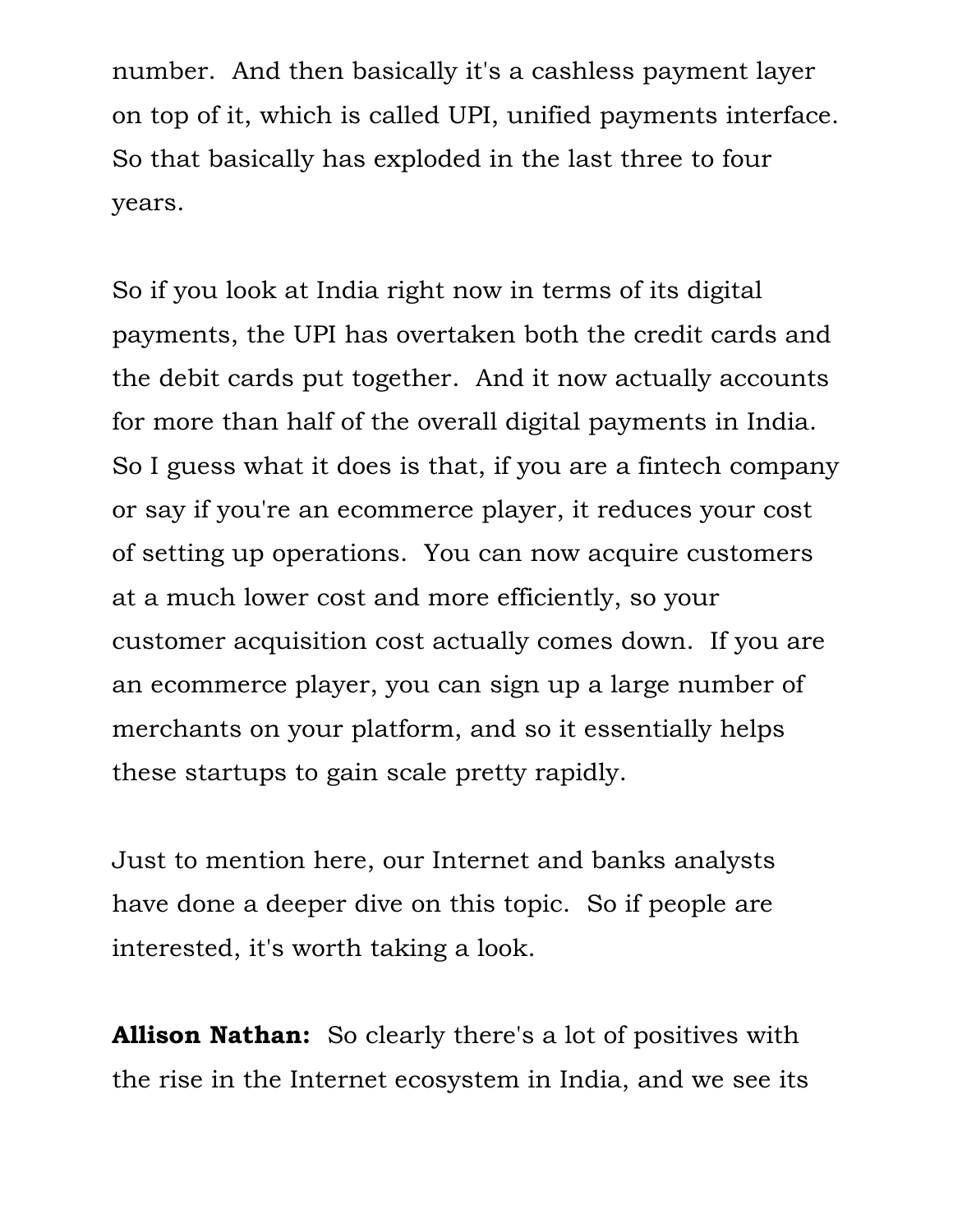number. And then basically it's a cashless payment layer on top of it, which is called UPI, unified payments interface. So that basically has exploded in the last three to four years.

So if you look at India right now in terms of its digital payments, the UPI has overtaken both the credit cards and the debit cards put together. And it now actually accounts for more than half of the overall digital payments in India. So I guess what it does is that, if you are a fintech company or say if you're an ecommerce player, it reduces your cost of setting up operations. You can now acquire customers at a much lower cost and more efficiently, so your customer acquisition cost actually comes down. If you are an ecommerce player, you can sign up a large number of merchants on your platform, and so it essentially helps these startups to gain scale pretty rapidly.

Just to mention here, our Internet and banks analysts have done a deeper dive on this topic. So if people are interested, it's worth taking a look.

**Allison Nathan:** So clearly there's a lot of positives with the rise in the Internet ecosystem in India, and we see its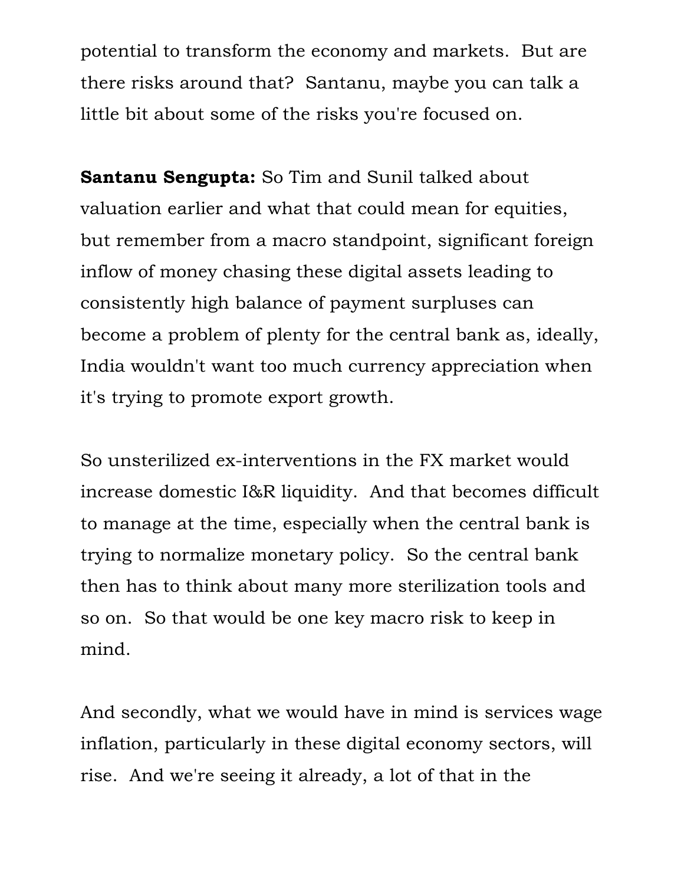potential to transform the economy and markets. But are there risks around that? Santanu, maybe you can talk a little bit about some of the risks you're focused on.

**Santanu Sengupta:** So Tim and Sunil talked about valuation earlier and what that could mean for equities, but remember from a macro standpoint, significant foreign inflow of money chasing these digital assets leading to consistently high balance of payment surpluses can become a problem of plenty for the central bank as, ideally, India wouldn't want too much currency appreciation when it's trying to promote export growth.

So unsterilized ex-interventions in the FX market would increase domestic I&R liquidity. And that becomes difficult to manage at the time, especially when the central bank is trying to normalize monetary policy. So the central bank then has to think about many more sterilization tools and so on. So that would be one key macro risk to keep in mind.

And secondly, what we would have in mind is services wage inflation, particularly in these digital economy sectors, will rise. And we're seeing it already, a lot of that in the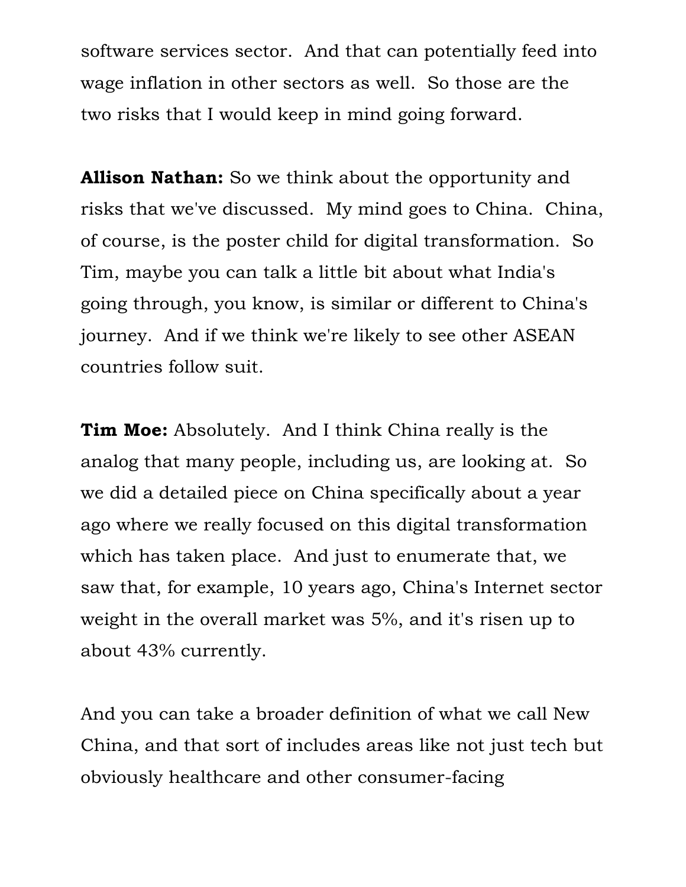software services sector. And that can potentially feed into wage inflation in other sectors as well. So those are the two risks that I would keep in mind going forward.

**Allison Nathan:** So we think about the opportunity and risks that we've discussed. My mind goes to China. China, of course, is the poster child for digital transformation. So Tim, maybe you can talk a little bit about what India's going through, you know, is similar or different to China's journey. And if we think we're likely to see other ASEAN countries follow suit.

**Tim Moe:** Absolutely. And I think China really is the analog that many people, including us, are looking at. So we did a detailed piece on China specifically about a year ago where we really focused on this digital transformation which has taken place. And just to enumerate that, we saw that, for example, 10 years ago, China's Internet sector weight in the overall market was 5%, and it's risen up to about 43% currently.

And you can take a broader definition of what we call New China, and that sort of includes areas like not just tech but obviously healthcare and other consumer-facing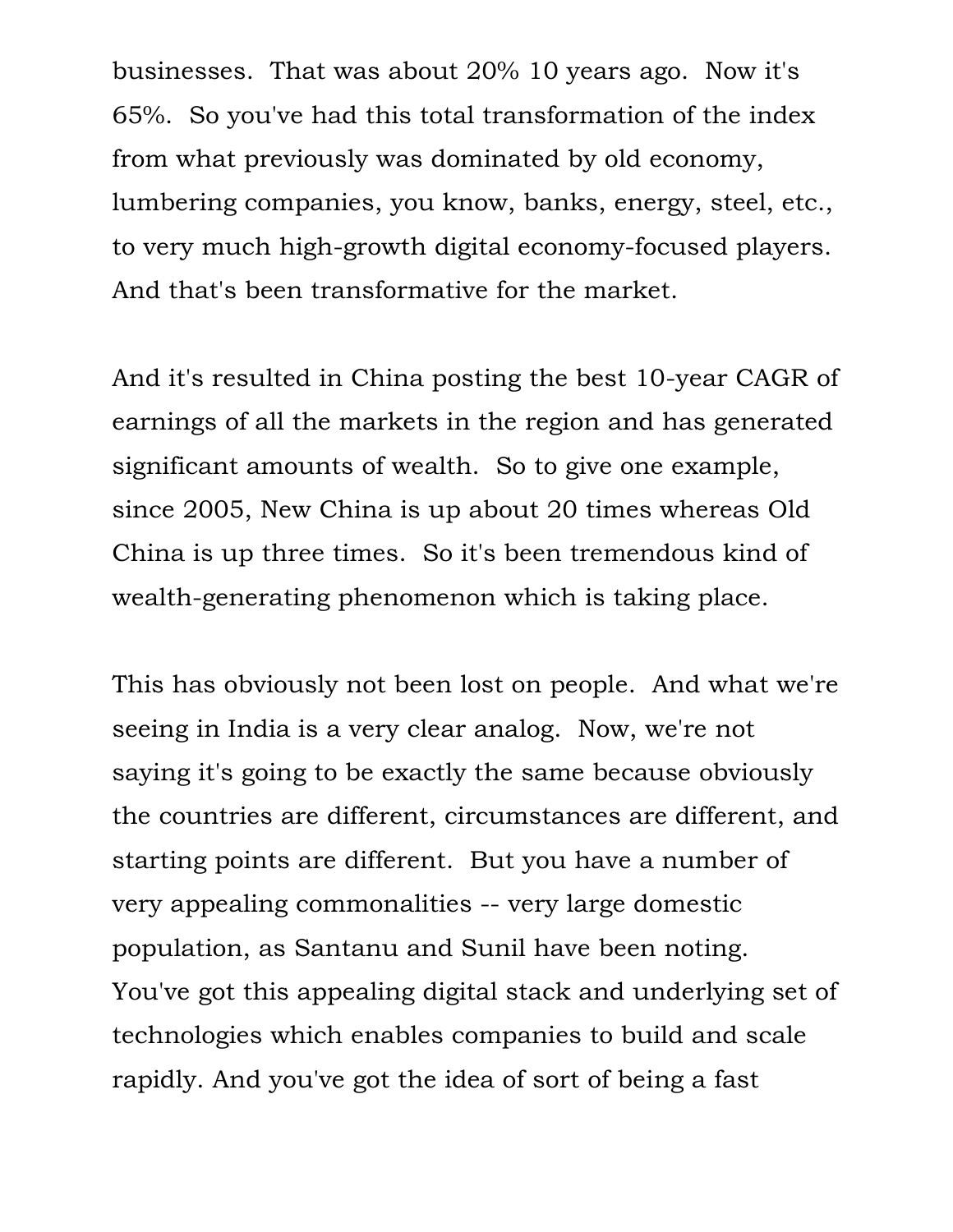businesses. That was about 20% 10 years ago. Now it's 65%. So you've had this total transformation of the index from what previously was dominated by old economy, lumbering companies, you know, banks, energy, steel, etc., to very much high-growth digital economy-focused players. And that's been transformative for the market.

And it's resulted in China posting the best 10-year CAGR of earnings of all the markets in the region and has generated significant amounts of wealth. So to give one example, since 2005, New China is up about 20 times whereas Old China is up three times. So it's been tremendous kind of wealth-generating phenomenon which is taking place.

This has obviously not been lost on people. And what we're seeing in India is a very clear analog. Now, we're not saying it's going to be exactly the same because obviously the countries are different, circumstances are different, and starting points are different. But you have a number of very appealing commonalities -- very large domestic population, as Santanu and Sunil have been noting. You've got this appealing digital stack and underlying set of technologies which enables companies to build and scale rapidly. And you've got the idea of sort of being a fast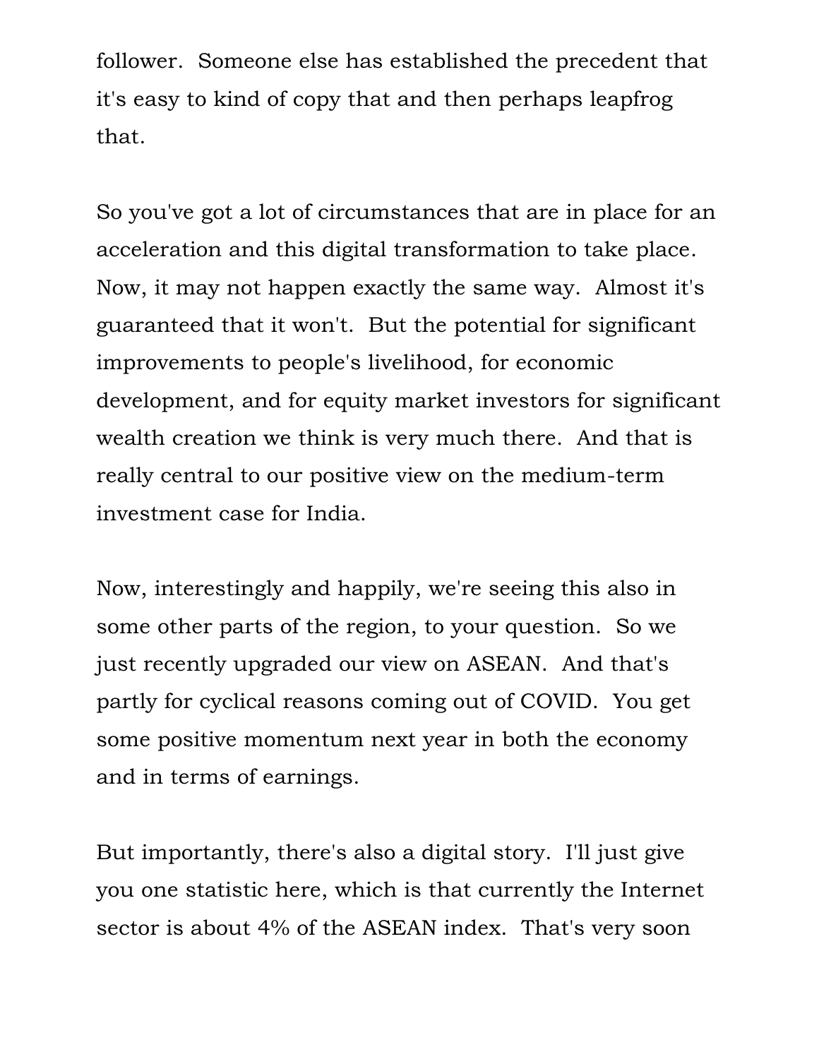follower. Someone else has established the precedent that it's easy to kind of copy that and then perhaps leapfrog that.

So you've got a lot of circumstances that are in place for an acceleration and this digital transformation to take place. Now, it may not happen exactly the same way. Almost it's guaranteed that it won't. But the potential for significant improvements to people's livelihood, for economic development, and for equity market investors for significant wealth creation we think is very much there. And that is really central to our positive view on the medium-term investment case for India.

Now, interestingly and happily, we're seeing this also in some other parts of the region, to your question. So we just recently upgraded our view on ASEAN. And that's partly for cyclical reasons coming out of COVID. You get some positive momentum next year in both the economy and in terms of earnings.

But importantly, there's also a digital story. I'll just give you one statistic here, which is that currently the Internet sector is about 4% of the ASEAN index. That's very soon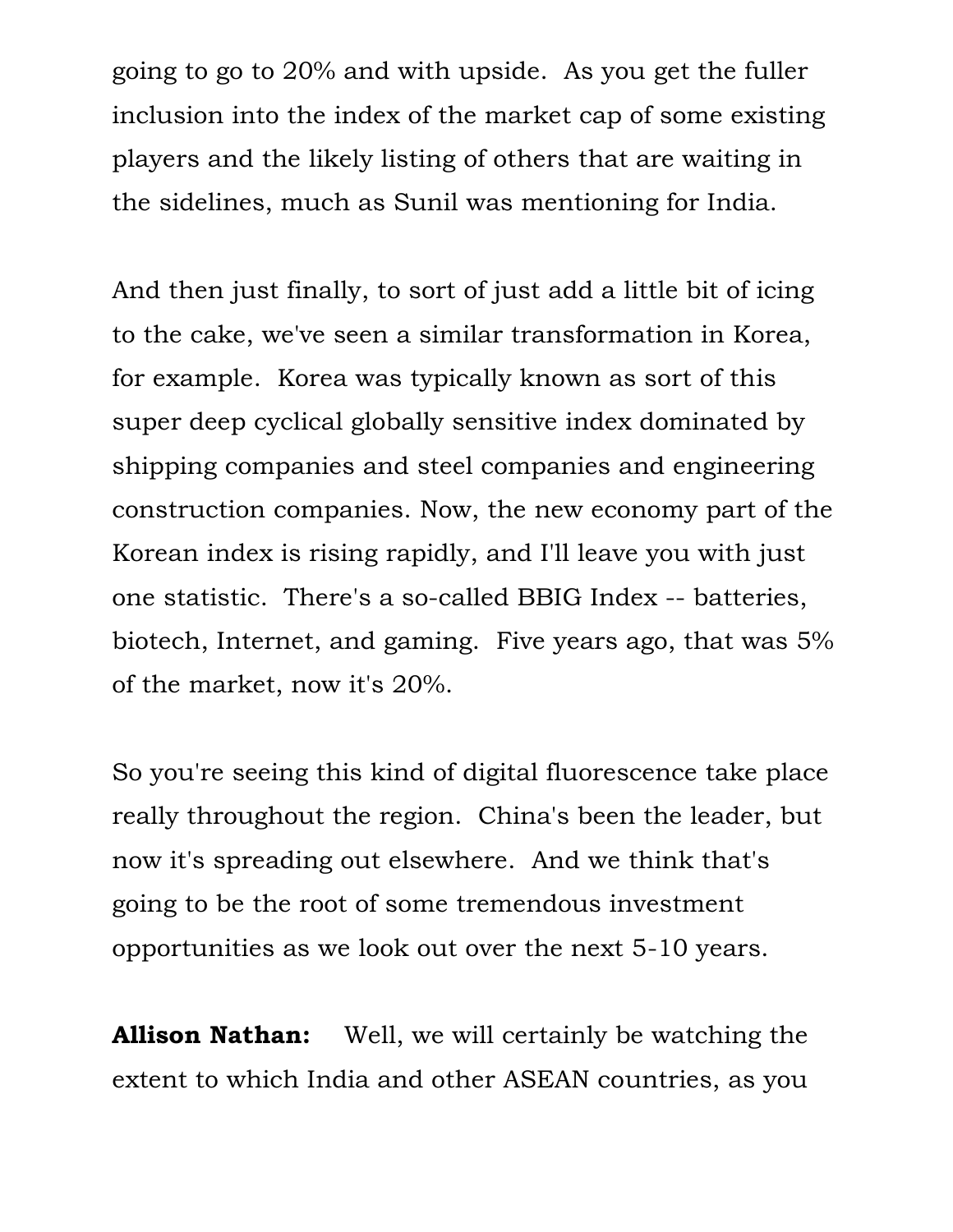going to go to 20% and with upside. As you get the fuller inclusion into the index of the market cap of some existing players and the likely listing of others that are waiting in the sidelines, much as Sunil was mentioning for India.

And then just finally, to sort of just add a little bit of icing to the cake, we've seen a similar transformation in Korea, for example. Korea was typically known as sort of this super deep cyclical globally sensitive index dominated by shipping companies and steel companies and engineering construction companies. Now, the new economy part of the Korean index is rising rapidly, and I'll leave you with just one statistic. There's a so-called BBIG Index -- batteries, biotech, Internet, and gaming. Five years ago, that was 5% of the market, now it's 20%.

So you're seeing this kind of digital fluorescence take place really throughout the region. China's been the leader, but now it's spreading out elsewhere. And we think that's going to be the root of some tremendous investment opportunities as we look out over the next 5-10 years.

**Allison Nathan:** Well, we will certainly be watching the extent to which India and other ASEAN countries, as you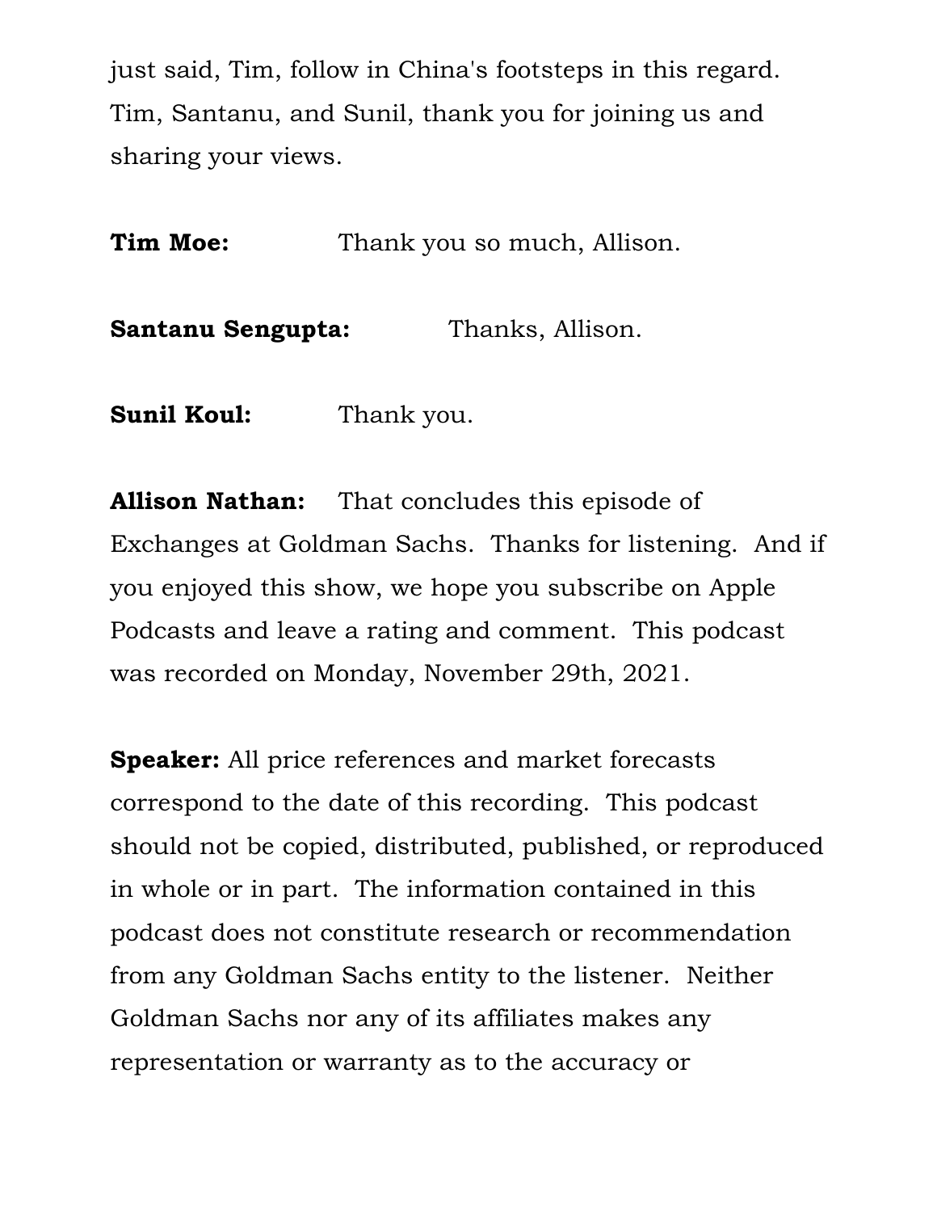just said, Tim, follow in China's footsteps in this regard. Tim, Santanu, and Sunil, thank you for joining us and sharing your views.

**Tim Moe:** Thank you so much, Allison.

**Santanu Sengupta:** Thanks, Allison.

**Sunil Koul:** Thank you.

**Allison Nathan:** That concludes this episode of Exchanges at Goldman Sachs. Thanks for listening. And if you enjoyed this show, we hope you subscribe on Apple Podcasts and leave a rating and comment. This podcast was recorded on Monday, November 29th, 2021.

**Speaker:** All price references and market forecasts correspond to the date of this recording. This podcast should not be copied, distributed, published, or reproduced in whole or in part. The information contained in this podcast does not constitute research or recommendation from any Goldman Sachs entity to the listener. Neither Goldman Sachs nor any of its affiliates makes any representation or warranty as to the accuracy or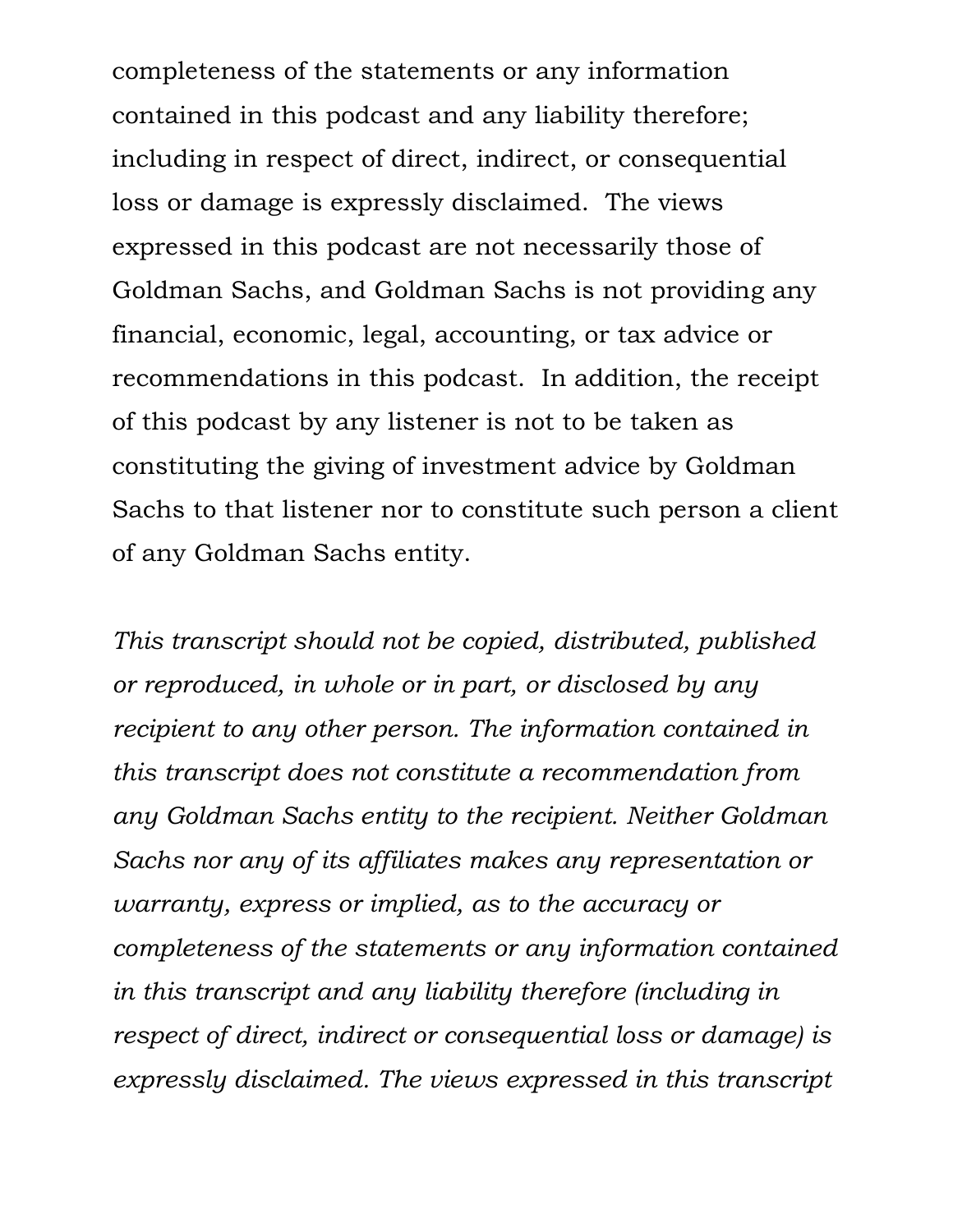completeness of the statements or any information contained in this podcast and any liability therefore; including in respect of direct, indirect, or consequential loss or damage is expressly disclaimed. The views expressed in this podcast are not necessarily those of Goldman Sachs, and Goldman Sachs is not providing any financial, economic, legal, accounting, or tax advice or recommendations in this podcast. In addition, the receipt of this podcast by any listener is not to be taken as constituting the giving of investment advice by Goldman Sachs to that listener nor to constitute such person a client of any Goldman Sachs entity.

*This transcript should not be copied, distributed, published or reproduced, in whole or in part, or disclosed by any recipient to any other person. The information contained in this transcript does not constitute a recommendation from any Goldman Sachs entity to the recipient. Neither Goldman Sachs nor any of its affiliates makes any representation or warranty, express or implied, as to the accuracy or completeness of the statements or any information contained in this transcript and any liability therefore (including in respect of direct, indirect or consequential loss or damage) is expressly disclaimed. The views expressed in this transcript*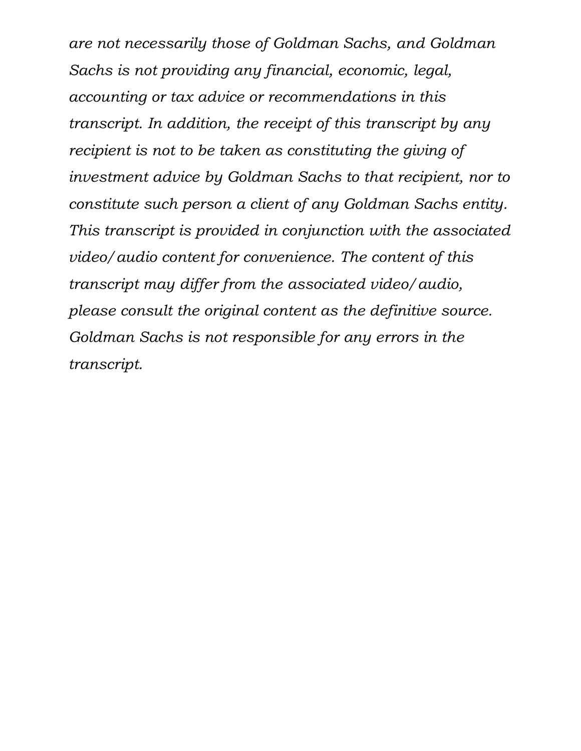*are not necessarily those of Goldman Sachs, and Goldman Sachs is not providing any financial, economic, legal, accounting or tax advice or recommendations in this transcript. In addition, the receipt of this transcript by any recipient is not to be taken as constituting the giving of investment advice by Goldman Sachs to that recipient, nor to constitute such person a client of any Goldman Sachs entity. This transcript is provided in conjunction with the associated video/audio content for convenience. The content of this transcript may differ from the associated video/audio, please consult the original content as the definitive source. Goldman Sachs is not responsible for any errors in the transcript.*